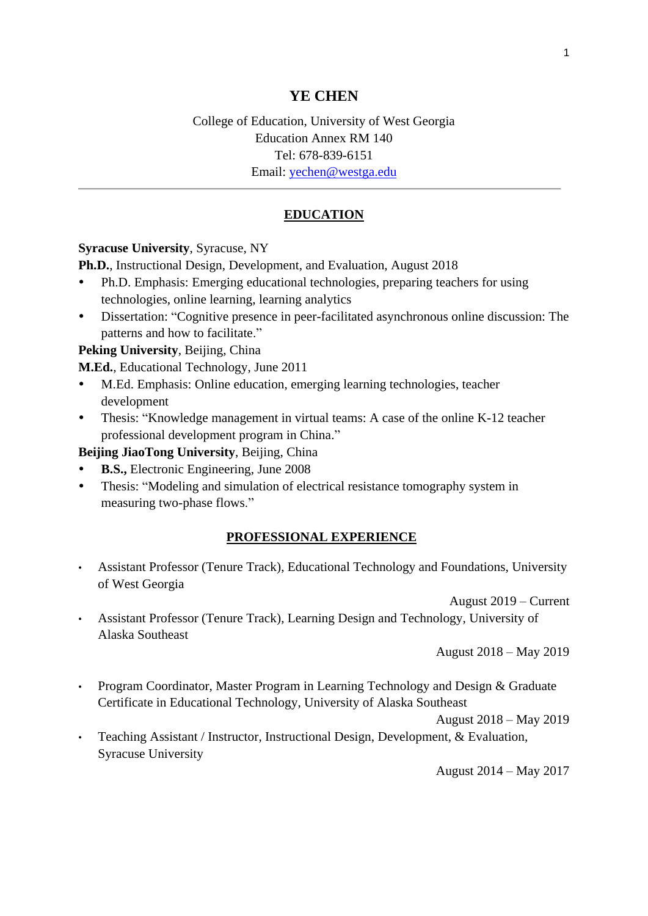# YE CHEN

College of Education, University of West Georgia
Education Annex RM 140
Tel: 678-839-6151
Email: yechen@westga.edu

---

## EDUCATION

**Syracuse University**, Syracuse, NY
**Ph.D.**, Instructional Design, Development, and Evaluation, August 2018

- Ph.D. Emphasis: Emerging educational technologies, preparing teachers for using technologies, online learning, learning analytics
- Dissertation: "Cognitive presence in peer-facilitated asynchronous online discussion: The patterns and how to facilitate."

**Peking University**, Beijing, China
**M.Ed.**, Educational Technology, June 2011

- M.Ed. Emphasis: Online education, emerging learning technologies, teacher development
- Thesis: "Knowledge management in virtual teams: A case of the online K-12 teacher professional development program in China."

**Beijing JiaoTong University**, Beijing, China

- **B.S.,** Electronic Engineering, June 2008
- Thesis: "Modeling and simulation of electrical resistance tomography system in measuring two-phase flows."

## PROFESSIONAL EXPERIENCE

- Assistant Professor (Tenure Track), Educational Technology and Foundations, University of West Georgia
  August 2019 – Current
- Assistant Professor (Tenure Track), Learning Design and Technology, University of Alaska Southeast
  August 2018 – May 2019
- Program Coordinator, Master Program in Learning Technology and Design & Graduate Certificate in Educational Technology, University of Alaska Southeast
  August 2018 – May 2019
- Teaching Assistant / Instructor, Instructional Design, Development, & Evaluation, Syracuse University
  August 2014 – May 2017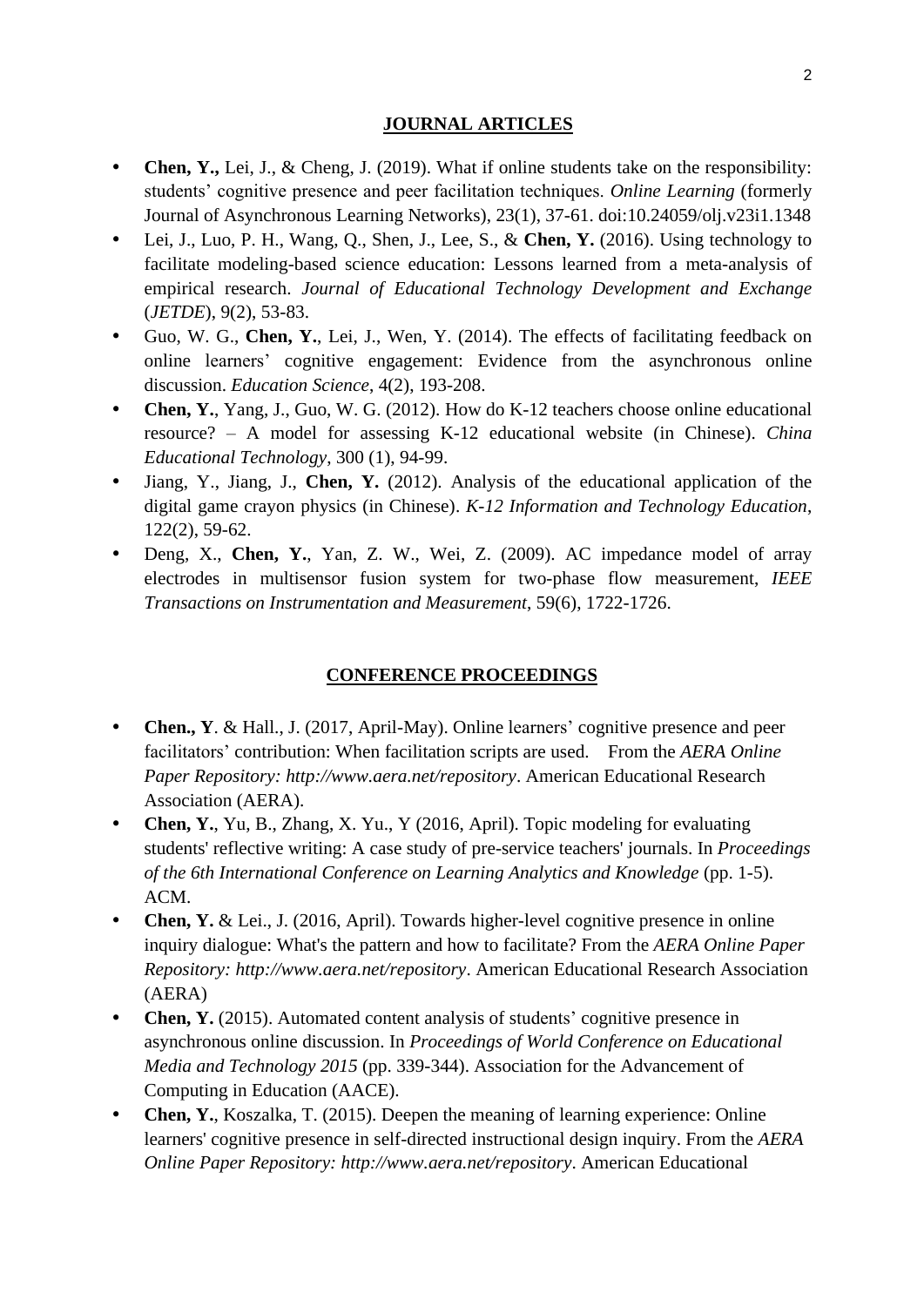## JOURNAL ARTICLES

- **Chen, Y.,** Lei, J., & Cheng, J. (2019). What if online students take on the responsibility: students' cognitive presence and peer facilitation techniques. *Online Learning* (formerly Journal of Asynchronous Learning Networks), 23(1), 37-61. doi:10.24059/olj.v23i1.1348
- Lei, J., Luo, P. H., Wang, Q., Shen, J., Lee, S., & **Chen, Y.** (2016). Using technology to facilitate modeling-based science education: Lessons learned from a meta-analysis of empirical research. *Journal of Educational Technology Development and Exchange* (*JETDE*), 9(2), 53-83.
- Guo, W. G., **Chen, Y.**, Lei, J., Wen, Y. (2014). The effects of facilitating feedback on online learners' cognitive engagement: Evidence from the asynchronous online discussion. *Education Science*, 4(2), 193-208.
- **Chen, Y.**, Yang, J., Guo, W. G. (2012). How do K-12 teachers choose online educational resource? – A model for assessing K-12 educational website (in Chinese). *China Educational Technology*, 300 (1), 94-99.
- Jiang, Y., Jiang, J., **Chen, Y.** (2012). Analysis of the educational application of the digital game crayon physics (in Chinese). *K-12 Information and Technology Education*, 122(2), 59-62.
- Deng, X., **Chen, Y.**, Yan, Z. W., Wei, Z. (2009). AC impedance model of array electrodes in multisensor fusion system for two-phase flow measurement, *IEEE Transactions on Instrumentation and Measurement*, 59(6), 1722-1726.

## CONFERENCE PROCEEDINGS

- **Chen., Y**. & Hall., J. (2017, April-May). Online learners' cognitive presence and peer facilitators' contribution: When facilitation scripts are used. From the *AERA Online Paper Repository: http://www.aera.net/repository*. American Educational Research Association (AERA).
- **Chen, Y.**, Yu, B., Zhang, X. Yu., Y (2016, April). Topic modeling for evaluating students' reflective writing: A case study of pre-service teachers' journals. In *Proceedings of the 6th International Conference on Learning Analytics and Knowledge* (pp. 1-5). ACM.
- **Chen, Y.** & Lei., J. (2016, April). Towards higher-level cognitive presence in online inquiry dialogue: What's the pattern and how to facilitate? From the *AERA Online Paper Repository: http://www.aera.net/repository*. American Educational Research Association (AERA)
- **Chen, Y.** (2015). Automated content analysis of students' cognitive presence in asynchronous online discussion. In *Proceedings of World Conference on Educational Media and Technology 2015* (pp. 339-344). Association for the Advancement of Computing in Education (AACE).
- **Chen, Y.**, Koszalka, T. (2015). Deepen the meaning of learning experience: Online learners' cognitive presence in self-directed instructional design inquiry. From the *AERA Online Paper Repository: http://www.aera.net/repository*. American Educational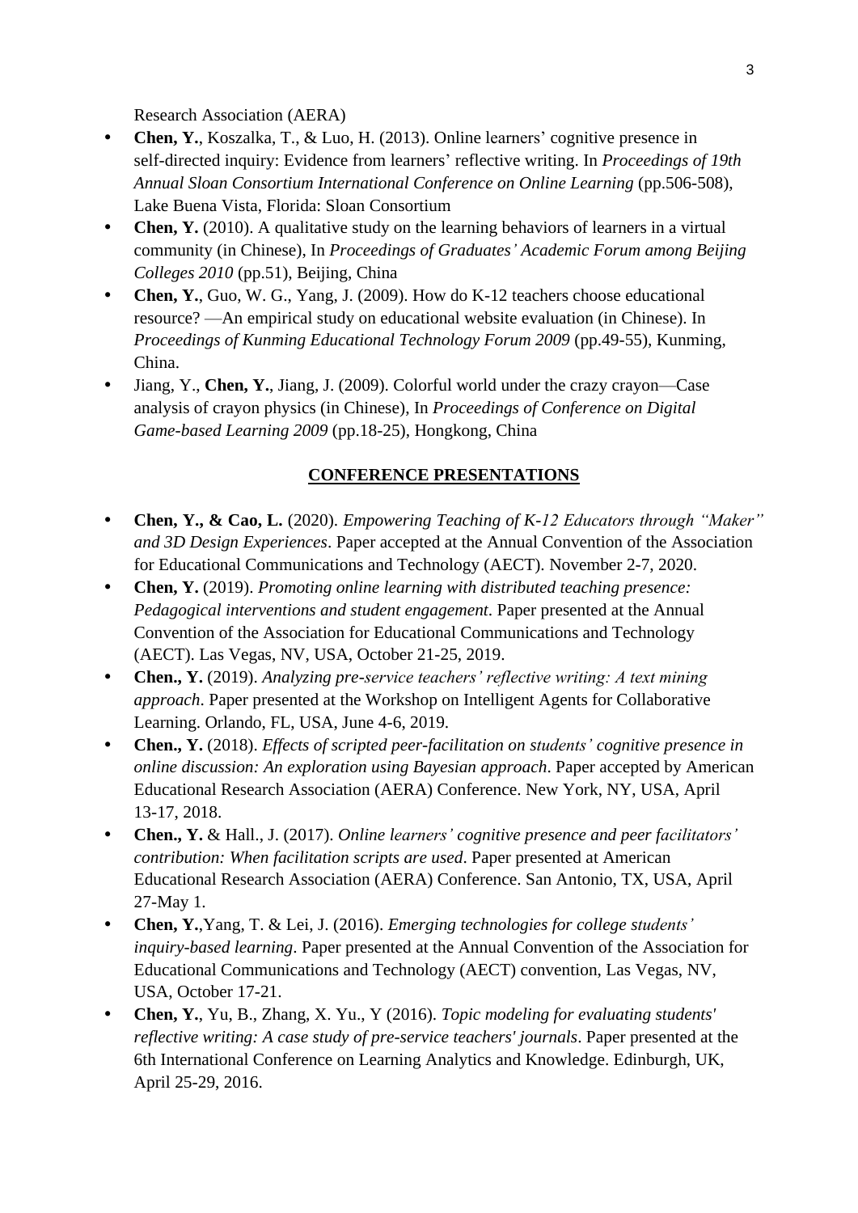Research Association (AERA)

- **Chen, Y.**, Koszalka, T., & Luo, H. (2013). Online learners' cognitive presence in self-directed inquiry: Evidence from learners' reflective writing. In *Proceedings of 19th Annual Sloan Consortium International Conference on Online Learning* (pp.506-508), Lake Buena Vista, Florida: Sloan Consortium
- **Chen, Y.** (2010). A qualitative study on the learning behaviors of learners in a virtual community (in Chinese), In *Proceedings of Graduates' Academic Forum among Beijing Colleges 2010* (pp.51), Beijing, China
- **Chen, Y.**, Guo, W. G., Yang, J. (2009). How do K-12 teachers choose educational resource? —An empirical study on educational website evaluation (in Chinese). In *Proceedings of Kunming Educational Technology Forum 2009* (pp.49-55), Kunming, China.
- Jiang, Y., **Chen, Y.**, Jiang, J. (2009). Colorful world under the crazy crayon—Case analysis of crayon physics (in Chinese), In *Proceedings of Conference on Digital Game-based Learning 2009* (pp.18-25), Hongkong, China

## CONFERENCE PRESENTATIONS

- **Chen, Y., & Cao, L.** (2020). *Empowering Teaching of K-12 Educators through "Maker" and 3D Design Experiences*. Paper accepted at the Annual Convention of the Association for Educational Communications and Technology (AECT). November 2-7, 2020.
- **Chen, Y.** (2019). *Promoting online learning with distributed teaching presence: Pedagogical interventions and student engagement*. Paper presented at the Annual Convention of the Association for Educational Communications and Technology (AECT). Las Vegas, NV, USA, October 21-25, 2019.
- **Chen., Y.** (2019). *Analyzing pre-service teachers' reflective writing: A text mining approach*. Paper presented at the Workshop on Intelligent Agents for Collaborative Learning. Orlando, FL, USA, June 4-6, 2019.
- **Chen., Y.** (2018). *Effects of scripted peer-facilitation on students' cognitive presence in online discussion: An exploration using Bayesian approach*. Paper accepted by American Educational Research Association (AERA) Conference. New York, NY, USA, April 13-17, 2018.
- **Chen., Y.** & Hall., J. (2017). *Online learners' cognitive presence and peer facilitators' contribution: When facilitation scripts are used*. Paper presented at American Educational Research Association (AERA) Conference. San Antonio, TX, USA, April 27-May 1.
- **Chen, Y.**,Yang, T. & Lei, J. (2016). *Emerging technologies for college students' inquiry-based learning*. Paper presented at the Annual Convention of the Association for Educational Communications and Technology (AECT) convention, Las Vegas, NV, USA, October 17-21.
- **Chen, Y.**, Yu, B., Zhang, X. Yu., Y (2016). *Topic modeling for evaluating students' reflective writing: A case study of pre-service teachers' journals*. Paper presented at the 6th International Conference on Learning Analytics and Knowledge. Edinburgh, UK, April 25-29, 2016.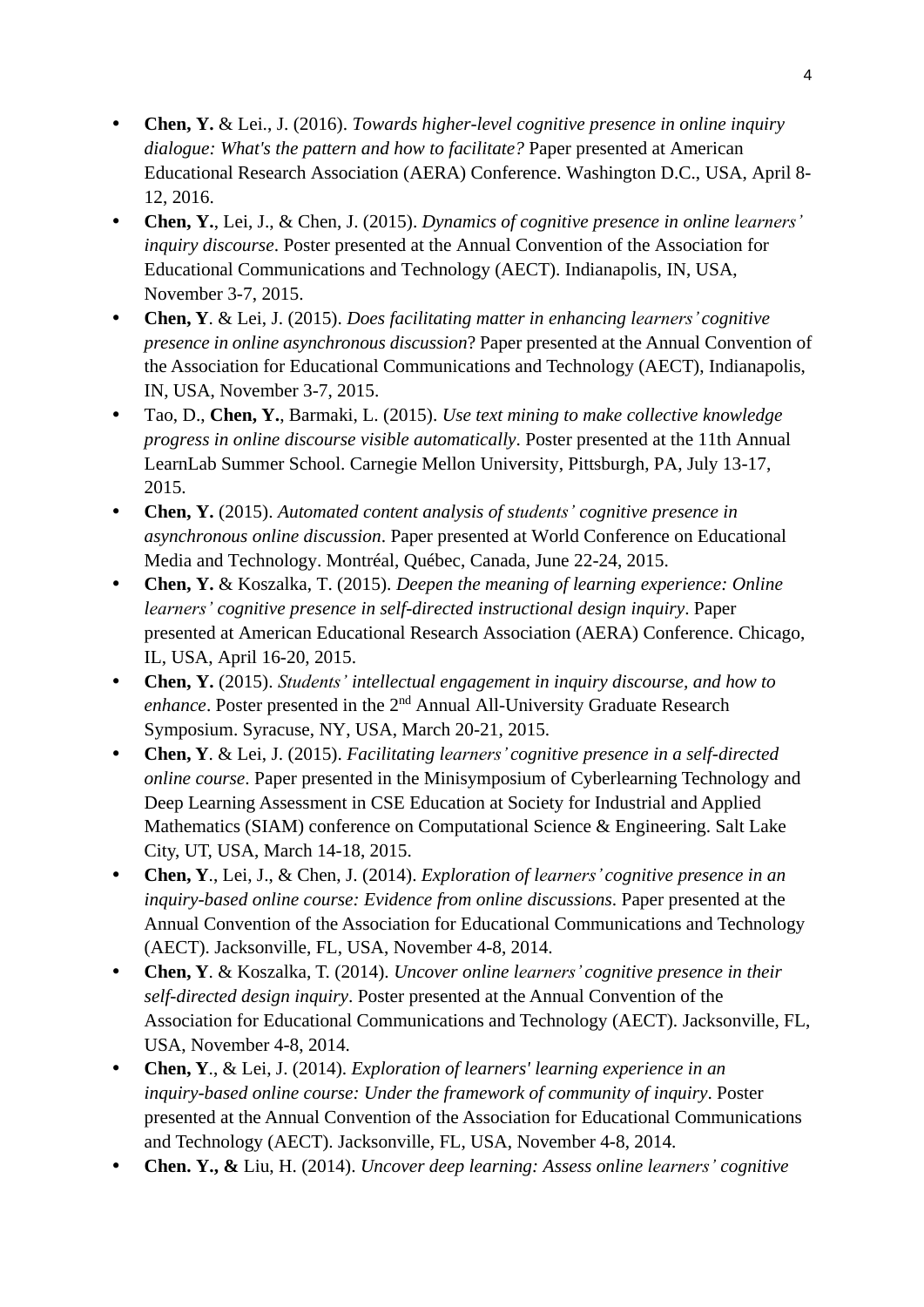- **Chen, Y.** & Lei., J. (2016). *Towards higher-level cognitive presence in online inquiry dialogue: What's the pattern and how to facilitate?* Paper presented at American Educational Research Association (AERA) Conference. Washington D.C., USA, April 8-12, 2016.
- **Chen, Y.**, Lei, J., & Chen, J. (2015). *Dynamics of cognitive presence in online learners' inquiry discourse*. Poster presented at the Annual Convention of the Association for Educational Communications and Technology (AECT). Indianapolis, IN, USA, November 3-7, 2015.
- **Chen, Y**. & Lei, J. (2015). *Does facilitating matter in enhancing learners' cognitive presence in online asynchronous discussion*? Paper presented at the Annual Convention of the Association for Educational Communications and Technology (AECT), Indianapolis, IN, USA, November 3-7, 2015.
- Tao, D., **Chen, Y.**, Barmaki, L. (2015). *Use text mining to make collective knowledge progress in online discourse visible automatically*. Poster presented at the 11th Annual LearnLab Summer School. Carnegie Mellon University, Pittsburgh, PA, July 13-17, 2015.
- **Chen, Y.** (2015). *Automated content analysis of students' cognitive presence in asynchronous online discussion*. Paper presented at World Conference on Educational Media and Technology. Montréal, Québec, Canada, June 22-24, 2015.
- **Chen, Y.** & Koszalka, T. (2015). *Deepen the meaning of learning experience: Online learners' cognitive presence in self-directed instructional design inquiry*. Paper presented at American Educational Research Association (AERA) Conference. Chicago, IL, USA, April 16-20, 2015.
- **Chen, Y.** (2015). *Students' intellectual engagement in inquiry discourse, and how to enhance*. Poster presented in the 2nd Annual All-University Graduate Research Symposium. Syracuse, NY, USA, March 20-21, 2015.
- **Chen, Y**. & Lei, J. (2015). *Facilitating learners' cognitive presence in a self-directed online course*. Paper presented in the Minisymposium of Cyberlearning Technology and Deep Learning Assessment in CSE Education at Society for Industrial and Applied Mathematics (SIAM) conference on Computational Science & Engineering. Salt Lake City, UT, USA, March 14-18, 2015.
- **Chen, Y**., Lei, J., & Chen, J. (2014). *Exploration of learners' cognitive presence in an inquiry-based online course: Evidence from online discussions*. Paper presented at the Annual Convention of the Association for Educational Communications and Technology (AECT). Jacksonville, FL, USA, November 4-8, 2014.
- **Chen, Y** & Koszalka, T. (2014). *Uncover online learners' cognitive presence in their self-directed design inquiry*. Poster presented at the Annual Convention of the Association for Educational Communications and Technology (AECT). Jacksonville, FL, USA, November 4-8, 2014.
- **Chen, Y**., & Lei, J. (2014). *Exploration of learners' learning experience in an inquiry-based online course: Under the framework of community of inquiry*. Poster presented at the Annual Convention of the Association for Educational Communications and Technology (AECT). Jacksonville, FL, USA, November 4-8, 2014.
- **Chen. Y., &** Liu, H. (2014). *Uncover deep learning: Assess online learners' cognitive*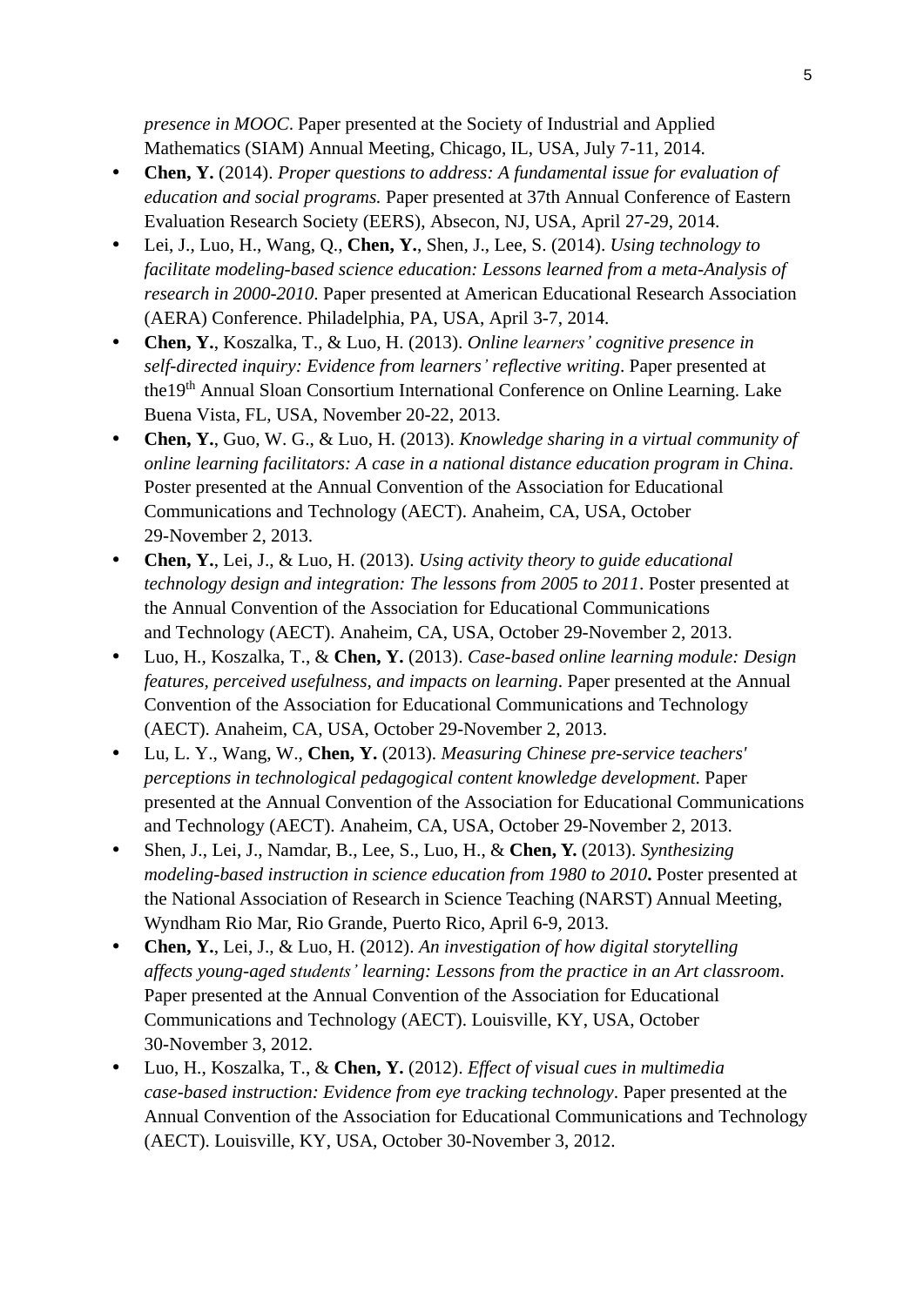*presence in MOOC*. Paper presented at the Society of Industrial and Applied Mathematics (SIAM) Annual Meeting, Chicago, IL, USA, July 7-11, 2014.

- **Chen, Y.** (2014). *Proper questions to address: A fundamental issue for evaluation of education and social programs.* Paper presented at 37th Annual Conference of Eastern Evaluation Research Society (EERS), Absecon, NJ, USA, April 27-29, 2014.
- Lei, J., Luo, H., Wang, Q., **Chen, Y.**, Shen, J., Lee, S. (2014). *Using technology to facilitate modeling-based science education: Lessons learned from a meta-Analysis of research in 2000-2010*. Paper presented at American Educational Research Association (AERA) Conference. Philadelphia, PA, USA, April 3-7, 2014.
- **Chen, Y.**, Koszalka, T., & Luo, H. (2013). *Online learners' cognitive presence in self-directed inquiry: Evidence from learners' reflective writing*. Paper presented at the19th Annual Sloan Consortium International Conference on Online Learning. Lake Buena Vista, FL, USA, November 20-22, 2013.
- **Chen, Y.**, Guo, W. G., & Luo, H. (2013). *Knowledge sharing in a virtual community of online learning facilitators: A case in a national distance education program in China*. Poster presented at the Annual Convention of the Association for Educational Communications and Technology (AECT). Anaheim, CA, USA, October 29-November 2, 2013.
- **Chen, Y.**, Lei, J., & Luo, H. (2013). *Using activity theory to guide educational technology design and integration: The lessons from 2005 to 2011*. Poster presented at the Annual Convention of the Association for Educational Communications and Technology (AECT). Anaheim, CA, USA, October 29-November 2, 2013.
- Luo, H., Koszalka, T., & **Chen, Y.** (2013). *Case-based online learning module: Design features, perceived usefulness, and impacts on learning*. Paper presented at the Annual Convention of the Association for Educational Communications and Technology (AECT). Anaheim, CA, USA, October 29-November 2, 2013.
- Lu, L. Y., Wang, W., **Chen, Y.** (2013). *Measuring Chinese pre-service teachers' perceptions in technological pedagogical content knowledge development*. Paper presented at the Annual Convention of the Association for Educational Communications and Technology (AECT). Anaheim, CA, USA, October 29-November 2, 2013.
- Shen, J., Lei, J., Namdar, B., Lee, S., Luo, H., & **Chen, Y.** (2013). *Synthesizing modeling-based instruction in science education from 1980 to 2010***.** Poster presented at the National Association of Research in Science Teaching (NARST) Annual Meeting, Wyndham Rio Mar, Rio Grande, Puerto Rico, April 6-9, 2013.
- **Chen, Y.**, Lei, J., & Luo, H. (2012). *An investigation of how digital storytelling affects young-aged students' learning: Lessons from the practice in an Art classroom*. Paper presented at the Annual Convention of the Association for Educational Communications and Technology (AECT). Louisville, KY, USA, October 30-November 3, 2012.
- Luo, H., Koszalka, T., & **Chen, Y.** (2012). *Effect of visual cues in multimedia case-based instruction: Evidence from eye tracking technology*. Paper presented at the Annual Convention of the Association for Educational Communications and Technology (AECT). Louisville, KY, USA, October 30-November 3, 2012.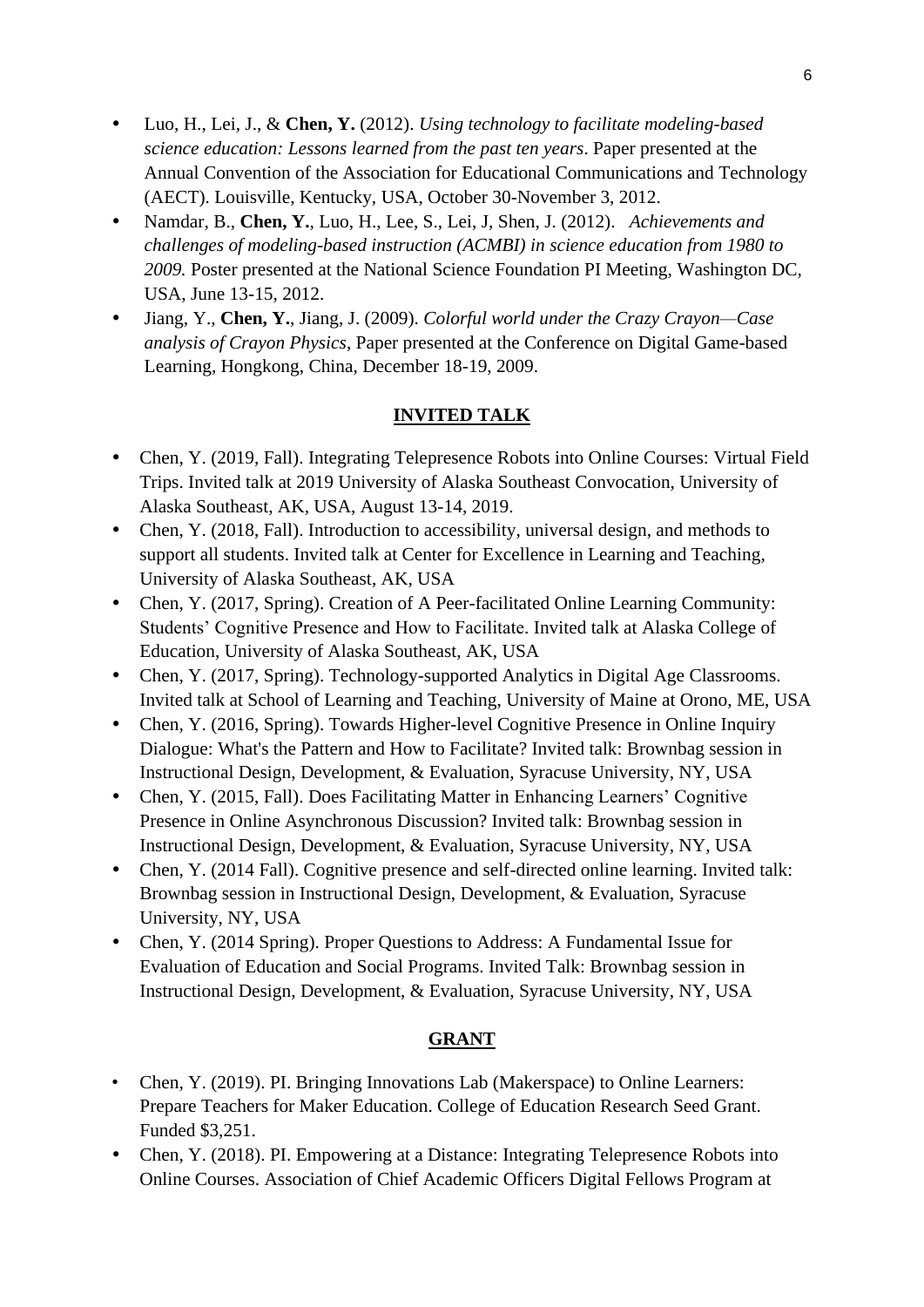- Luo, H., Lei, J., & **Chen, Y.** (2012). *Using technology to facilitate modeling-based science education: Lessons learned from the past ten years*. Paper presented at the Annual Convention of the Association for Educational Communications and Technology (AECT). Louisville, Kentucky, USA, October 30-November 3, 2012.
- Namdar, B., **Chen, Y.**, Luo, H., Lee, S., Lei, J, Shen, J. (2012). *Achievements and challenges of modeling-based instruction (ACMBI) in science education from 1980 to 2009.* Poster presented at the National Science Foundation PI Meeting, Washington DC, USA, June 13-15, 2012.
- Jiang, Y., **Chen, Y.**, Jiang, J. (2009). *Colorful world under the Crazy Crayon—Case analysis of Crayon Physics*, Paper presented at the Conference on Digital Game-based Learning, Hongkong, China, December 18-19, 2009.

## INVITED TALK

- Chen, Y. (2019, Fall). Integrating Telepresence Robots into Online Courses: Virtual Field Trips. Invited talk at 2019 University of Alaska Southeast Convocation, University of Alaska Southeast, AK, USA, August 13-14, 2019.
- Chen, Y. (2018, Fall). Introduction to accessibility, universal design, and methods to support all students. Invited talk at Center for Excellence in Learning and Teaching, University of Alaska Southeast, AK, USA
- Chen, Y. (2017, Spring). Creation of A Peer-facilitated Online Learning Community: Students' Cognitive Presence and How to Facilitate. Invited talk at Alaska College of Education, University of Alaska Southeast, AK, USA
- Chen, Y. (2017, Spring). Technology-supported Analytics in Digital Age Classrooms. Invited talk at School of Learning and Teaching, University of Maine at Orono, ME, USA
- Chen, Y. (2016, Spring). Towards Higher-level Cognitive Presence in Online Inquiry Dialogue: What's the Pattern and How to Facilitate? Invited talk: Brownbag session in Instructional Design, Development, & Evaluation, Syracuse University, NY, USA
- Chen, Y. (2015, Fall). Does Facilitating Matter in Enhancing Learners' Cognitive Presence in Online Asynchronous Discussion? Invited talk: Brownbag session in Instructional Design, Development, & Evaluation, Syracuse University, NY, USA
- Chen, Y. (2014 Fall). Cognitive presence and self-directed online learning. Invited talk: Brownbag session in Instructional Design, Development, & Evaluation, Syracuse University, NY, USA
- Chen, Y. (2014 Spring). Proper Questions to Address: A Fundamental Issue for Evaluation of Education and Social Programs. Invited Talk: Brownbag session in Instructional Design, Development, & Evaluation, Syracuse University, NY, USA

## GRANT

- Chen, Y. (2019). PI. Bringing Innovations Lab (Makerspace) to Online Learners: Prepare Teachers for Maker Education. College of Education Research Seed Grant. Funded $3,251.
- Chen, Y. (2018). PI. Empowering at a Distance: Integrating Telepresence Robots into Online Courses. Association of Chief Academic Officers Digital Fellows Program at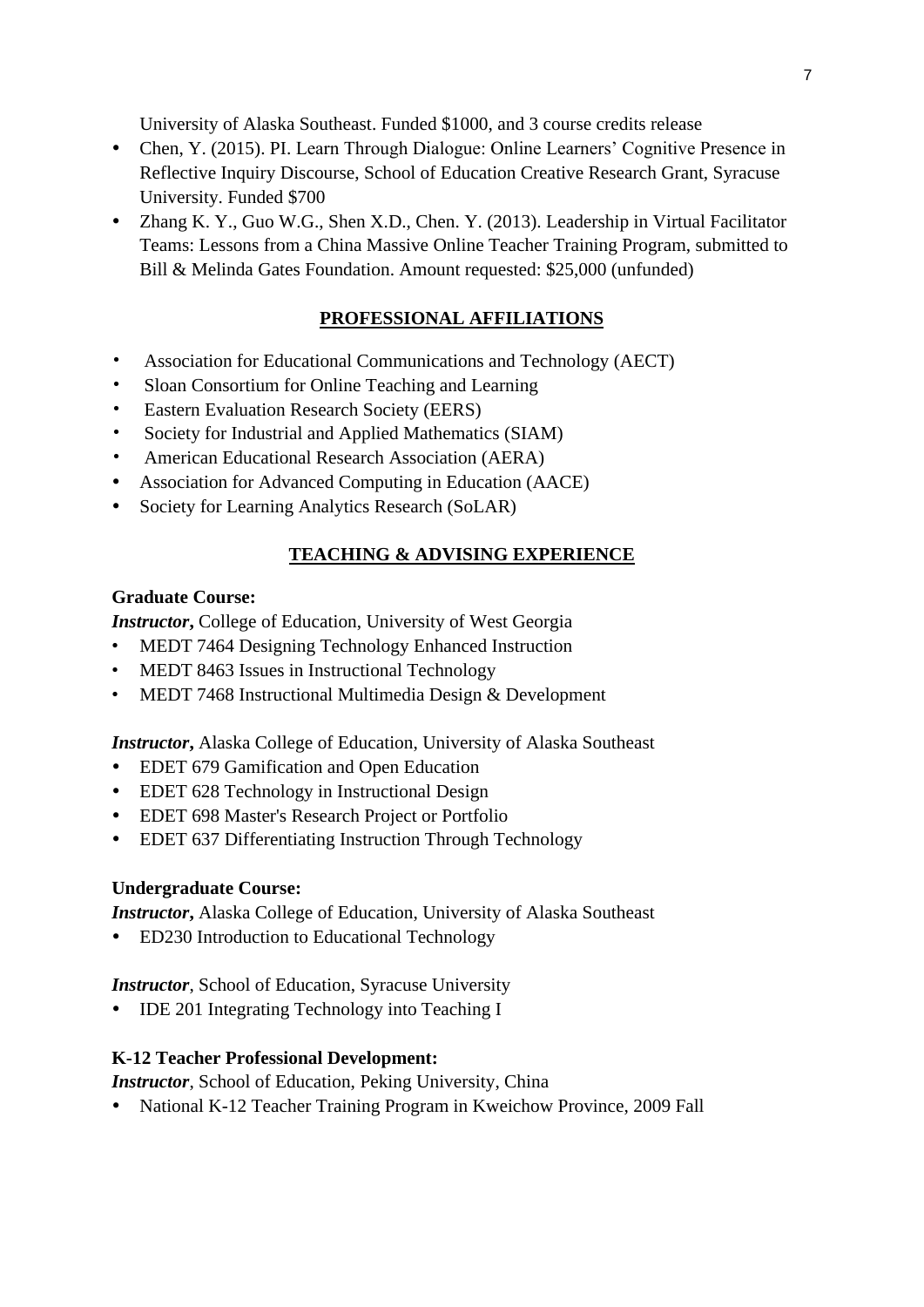University of Alaska Southeast. Funded $1000, and 3 course credits release

- Chen, Y. (2015). PI. Learn Through Dialogue: Online Learners' Cognitive Presence in Reflective Inquiry Discourse, School of Education Creative Research Grant, Syracuse University. Funded $700
- Zhang K. Y., Guo W.G., Shen X.D., Chen. Y. (2013). Leadership in Virtual Facilitator Teams: Lessons from a China Massive Online Teacher Training Program, submitted to Bill & Melinda Gates Foundation. Amount requested: $25,000 (unfunded)

## PROFESSIONAL AFFILIATIONS

- Association for Educational Communications and Technology (AECT)
- Sloan Consortium for Online Teaching and Learning
- Eastern Evaluation Research Society (EERS)
- Society for Industrial and Applied Mathematics (SIAM)
- American Educational Research Association (AERA)
- Association for Advanced Computing in Education (AACE)
- Society for Learning Analytics Research (SoLAR)

## TEACHING & ADVISING EXPERIENCE

**Graduate Course:**

***Instructor*,** College of Education, University of West Georgia

- MEDT 7464 Designing Technology Enhanced Instruction
- MEDT 8463 Issues in Instructional Technology
- MEDT 7468 Instructional Multimedia Design & Development

***Instructor*,** Alaska College of Education, University of Alaska Southeast

- EDET 679 Gamification and Open Education
- EDET 628 Technology in Instructional Design
- EDET 698 Master's Research Project or Portfolio
- EDET 637 Differentiating Instruction Through Technology

**Undergraduate Course:**

***Instructor*,** Alaska College of Education, University of Alaska Southeast

- ED230 Introduction to Educational Technology

***Instructor***, School of Education, Syracuse University

- IDE 201 Integrating Technology into Teaching I

**K-12 Teacher Professional Development:**

***Instructor***, School of Education, Peking University, China

- National K-12 Teacher Training Program in Kweichow Province, 2009 Fall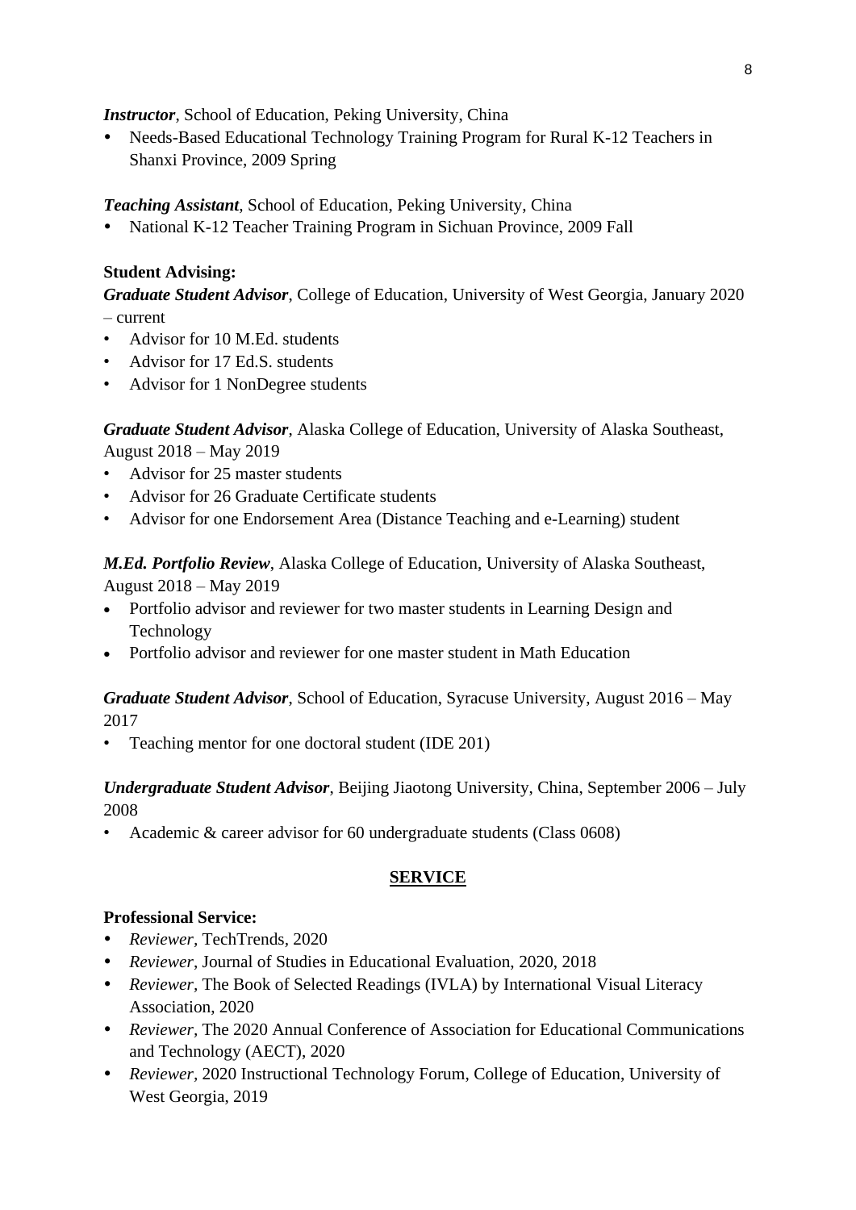***Instructor***, School of Education, Peking University, China

- Needs-Based Educational Technology Training Program for Rural K-12 Teachers in Shanxi Province, 2009 Spring

***Teaching Assistant***, School of Education, Peking University, China

- National K-12 Teacher Training Program in Sichuan Province, 2009 Fall

**Student Advising:**

***Graduate Student Advisor***, College of Education, University of West Georgia, January 2020 – current

- Advisor for 10 M.Ed. students
- Advisor for 17 Ed.S. students
- Advisor for 1 NonDegree students

***Graduate Student Advisor***, Alaska College of Education, University of Alaska Southeast, August 2018 – May 2019

- Advisor for 25 master students
- Advisor for 26 Graduate Certificate students
- Advisor for one Endorsement Area (Distance Teaching and e-Learning) student

***M.Ed. Portfolio Review***, Alaska College of Education, University of Alaska Southeast, August 2018 – May 2019

- Portfolio advisor and reviewer for two master students in Learning Design and Technology
- Portfolio advisor and reviewer for one master student in Math Education

***Graduate Student Advisor***, School of Education, Syracuse University, August 2016 – May 2017

- Teaching mentor for one doctoral student (IDE 201)

***Undergraduate Student Advisor***, Beijing Jiaotong University, China, September 2006 – July 2008

- Academic & career advisor for 60 undergraduate students (Class 0608)

## SERVICE

**Professional Service:**

- *Reviewer*, TechTrends, 2020
- *Reviewer*, Journal of Studies in Educational Evaluation, 2020, 2018
- *Reviewer*, The Book of Selected Readings (IVLA) by International Visual Literacy Association, 2020
- *Reviewer*, The 2020 Annual Conference of Association for Educational Communications and Technology (AECT), 2020
- *Reviewer*, 2020 Instructional Technology Forum, College of Education, University of West Georgia, 2019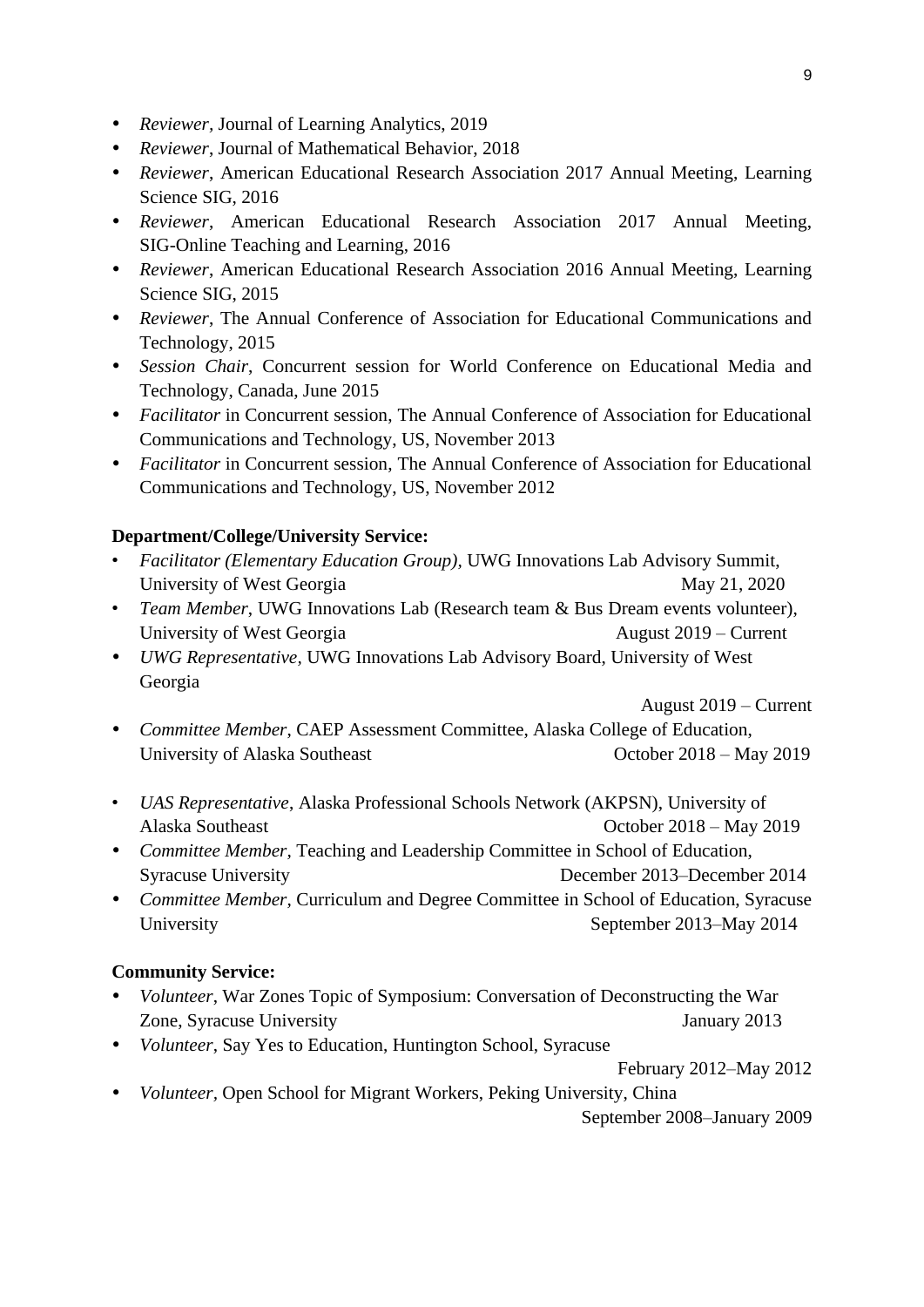- *Reviewer*, Journal of Learning Analytics, 2019
- *Reviewer*, Journal of Mathematical Behavior, 2018
- *Reviewer*, American Educational Research Association 2017 Annual Meeting, Learning Science SIG, 2016
- *Reviewer*, American Educational Research Association 2017 Annual Meeting, SIG-Online Teaching and Learning, 2016
- *Reviewer*, American Educational Research Association 2016 Annual Meeting, Learning Science SIG, 2015
- *Reviewer*, The Annual Conference of Association for Educational Communications and Technology, 2015
- *Session Chair*, Concurrent session for World Conference on Educational Media and Technology, Canada, June 2015
- *Facilitator* in Concurrent session, The Annual Conference of Association for Educational Communications and Technology, US, November 2013
- *Facilitator* in Concurrent session, The Annual Conference of Association for Educational Communications and Technology, US, November 2012

**Department/College/University Service:**

- *Facilitator (Elementary Education Group),* UWG Innovations Lab Advisory Summit, University of West Georgia May 21, 2020
- *Team Member*, UWG Innovations Lab (Research team & Bus Dream events volunteer), University of West Georgia August 2019 – Current
- *UWG Representative,* UWG Innovations Lab Advisory Board, University of West Georgia August 2019 – Current
- *Committee Member*, CAEP Assessment Committee, Alaska College of Education, University of Alaska Southeast October 2018 – May 2019
- *UAS Representative*, Alaska Professional Schools Network (AKPSN), University of Alaska Southeast October 2018 – May 2019
- *Committee Member,* Teaching and Leadership Committee in School of Education, Syracuse University December 2013–December 2014
- *Committee Member,* Curriculum and Degree Committee in School of Education, Syracuse University September 2013–May 2014

**Community Service:**

- *Volunteer*, War Zones Topic of Symposium: Conversation of Deconstructing the War Zone, Syracuse University January 2013
- *Volunteer*, Say Yes to Education, Huntington School, Syracuse February 2012–May 2012
- *Volunteer*, Open School for Migrant Workers, Peking University, China September 2008–January 2009